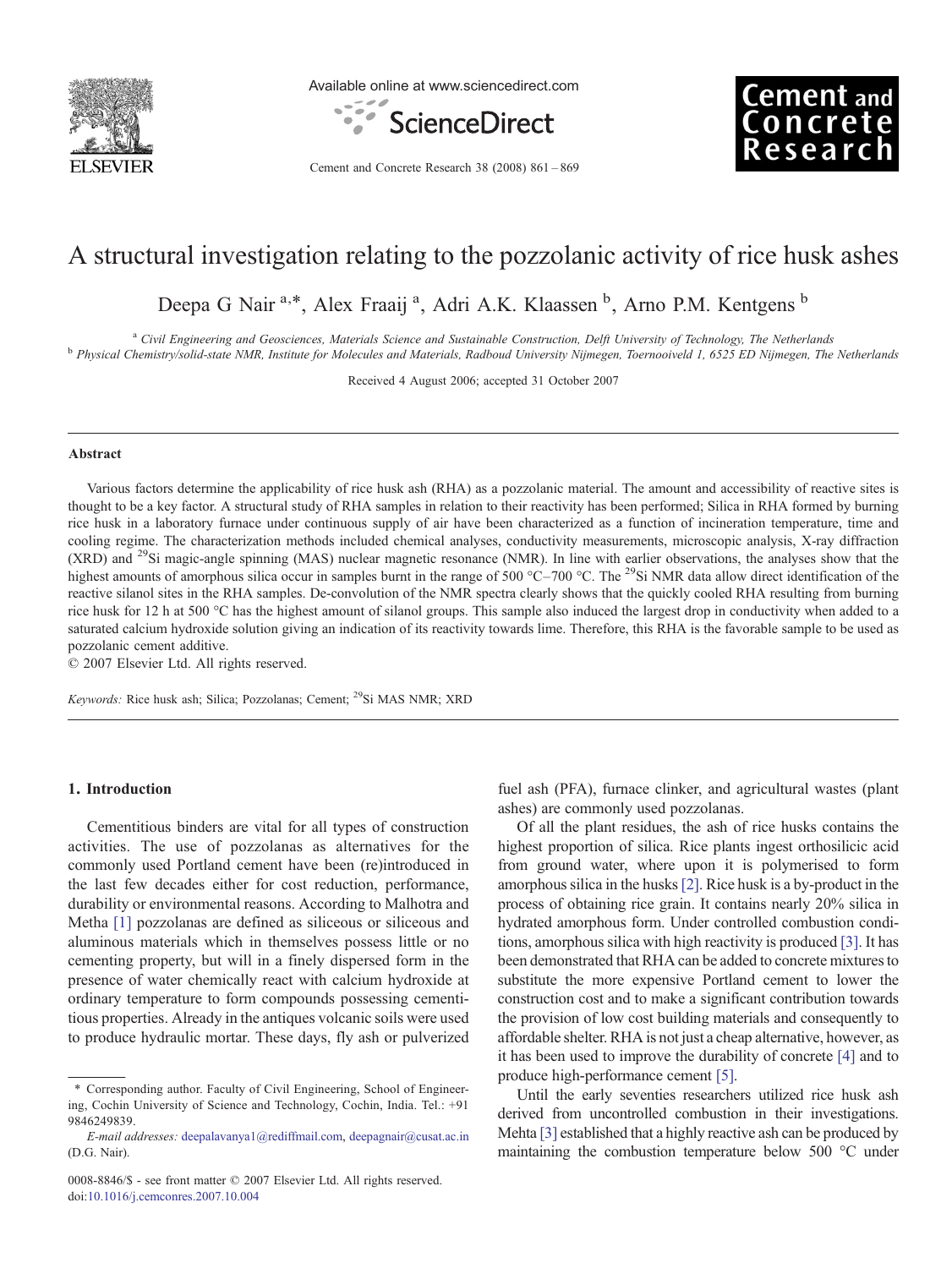# A structural investigation relating to the pozzolanic activity of rice husk ashes

Deepa G Nair [a,*], Alex Fraaij [a], Adri A.K. Klaassen [b], Arno P.M. Kentgens [b]

[a] *Civil Engineering and Geosciences, Materials Science and Sustainable Construction, Delft University of Technology, The Netherlands*
[b] *Physical Chemistry/solid-state NMR, Institute for Molecules and Materials, Radboud University Nijmegen, Toernooiveld 1, 6525 ED Nijmegen, The Netherlands*

Received 4 August 2006; accepted 31 October 2007

## Abstract

Various factors determine the applicability of rice husk ash (RHA) as a pozzolanic material. The amount and accessibility of reactive sites is thought to be a key factor. A structural study of RHA samples in relation to their reactivity has been performed; Silica in RHA formed by burning rice husk in a laboratory furnace under continuous supply of air have been characterized as a function of incineration temperature, time and cooling regime. The characterization methods included chemical analyses, conductivity measurements, microscopic analysis, X-ray diffraction (XRD) and $^{29}$Si magic-angle spinning (MAS) nuclear magnetic resonance (NMR). In line with earlier observations, the analyses show that the highest amounts of amorphous silica occur in samples burnt in the range of 500 °C–700 °C. The $^{29}$Si NMR data allow direct identification of the reactive silanol sites in the RHA samples. De-convolution of the NMR spectra clearly shows that the quickly cooled RHA resulting from burning rice husk for 12 h at 500 °C has the highest amount of silanol groups. This sample also induced the largest drop in conductivity when added to a saturated calcium hydroxide solution giving an indication of its reactivity towards lime. Therefore, this RHA is the favorable sample to be used as pozzolanic cement additive.

© 2007 Elsevier Ltd. All rights reserved.

*Keywords:* Rice husk ash; Silica; Pozzolanas; Cement; $^{29}$Si MAS NMR; XRD

## 1. Introduction

Cementitious binders are vital for all types of construction activities. The use of pozzolanas as alternatives for the commonly used Portland cement have been (re)introduced in the last few decades either for cost reduction, performance, durability or environmental reasons. According to Malhotra and Metha [1] pozzolanas are defined as siliceous or siliceous and aluminous materials which in themselves possess little or no cementing property, but will in a finely dispersed form in the presence of water chemically react with calcium hydroxide at ordinary temperature to form compounds possessing cementitious properties. Already in the antiques volcanic soils were used to produce hydraulic mortar. These days, fly ash or pulverized fuel ash (PFA), furnace clinker, and agricultural wastes (plant ashes) are commonly used pozzolanas.

Of all the plant residues, the ash of rice husks contains the highest proportion of silica. Rice plants ingest orthosilicic acid from ground water, where upon it is polymerised to form amorphous silica in the husks [2]. Rice husk is a by-product in the process of obtaining rice grain. It contains nearly 20% silica in hydrated amorphous form. Under controlled combustion conditions, amorphous silica with high reactivity is produced [3]. It has been demonstrated that RHA can be added to concrete mixtures to substitute the more expensive Portland cement to lower the construction cost and to make a significant contribution towards the provision of low cost building materials and consequently to affordable shelter. RHA is not just a cheap alternative, however, as it has been used to improve the durability of concrete [4] and to produce high-performance cement [5].

Until the early seventies researchers utilized rice husk ash derived from uncontrolled combustion in their investigations. Mehta [3] established that a highly reactive ash can be produced by maintaining the combustion temperature below 500 °C under

* Corresponding author. Faculty of Civil Engineering, School of Engineering, Cochin University of Science and Technology, Cochin, India. Tel.: +91 9846249839.
*E-mail addresses:* deepalavanya1@rediffmail.com, deepagnair@cusat.ac.in (D.G. Nair).

0008-8846/$ - see front matter © 2007 Elsevier Ltd. All rights reserved.
doi:10.1016/j.cemconres.2007.10.004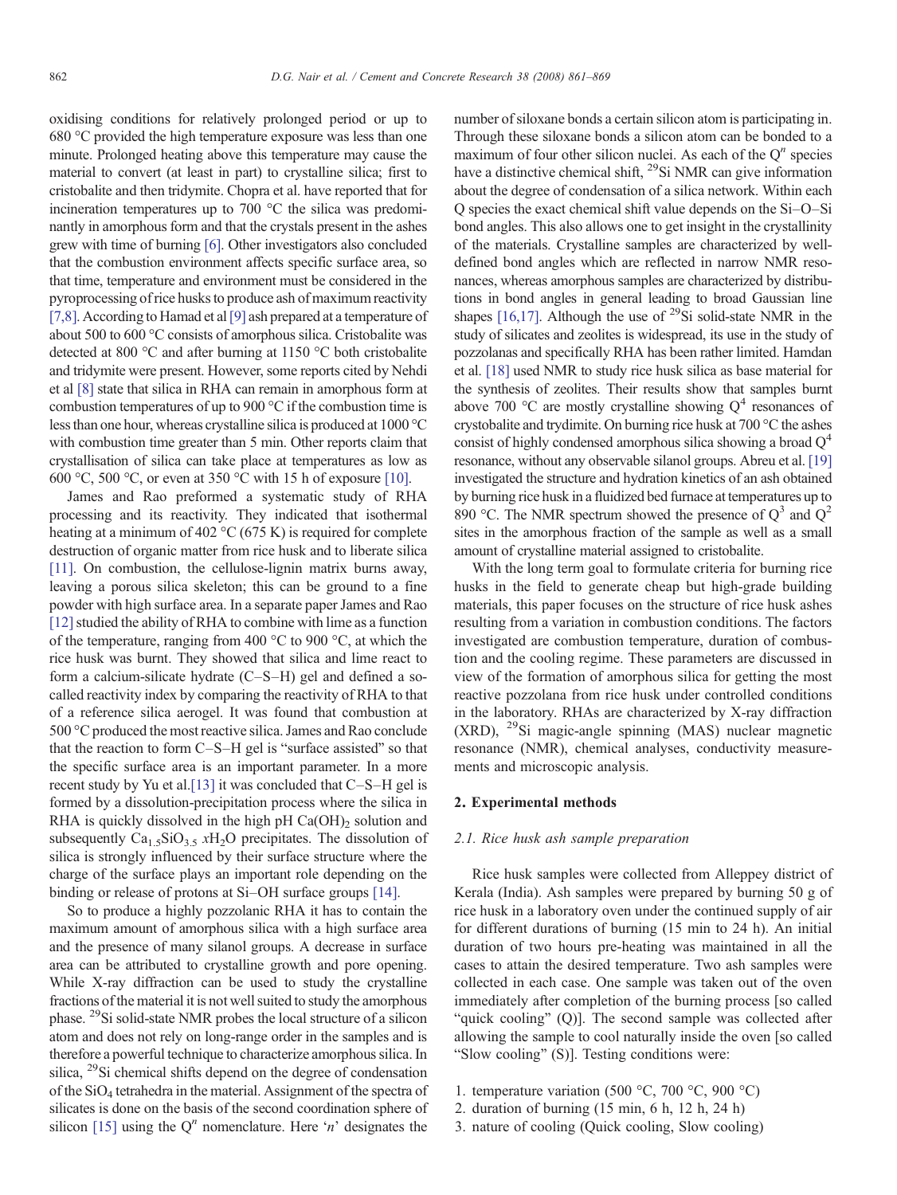oxidising conditions for relatively prolonged period or up to 680 °C provided the high temperature exposure was less than one minute. Prolonged heating above this temperature may cause the material to convert (at least in part) to crystalline silica; first to cristobalite and then tridymite. Chopra et al. have reported that for incineration temperatures up to 700 °C the silica was predominantly in amorphous form and that the crystals present in the ashes grew with time of burning [6]. Other investigators also concluded that the combustion environment affects specific surface area, so that time, temperature and environment must be considered in the pyroprocessing of rice husks to produce ash of maximum reactivity [7,8]. According to Hamad et al [9] ash prepared at a temperature of about 500 to 600 °C consists of amorphous silica. Cristobalite was detected at 800 °C and after burning at 1150 °C both cristobalite and tridymite were present. However, some reports cited by Nehdi et al [8] state that silica in RHA can remain in amorphous form at combustion temperatures of up to 900 °C if the combustion time is less than one hour, whereas crystalline silica is produced at 1000 °C with combustion time greater than 5 min. Other reports claim that crystallisation of silica can take place at temperatures as low as 600 °C, 500 °C, or even at 350 °C with 15 h of exposure [10].

James and Rao preformed a systematic study of RHA processing and its reactivity. They indicated that isothermal heating at a minimum of 402 °C (675 K) is required for complete destruction of organic matter from rice husk and to liberate silica [11]. On combustion, the cellulose-lignin matrix burns away, leaving a porous silica skeleton; this can be ground to a fine powder with high surface area. In a separate paper James and Rao [12] studied the ability of RHA to combine with lime as a function of the temperature, ranging from 400 °C to 900 °C, at which the rice husk was burnt. They showed that silica and lime react to form a calcium-silicate hydrate (C–S–H) gel and defined a so-called reactivity index by comparing the reactivity of RHA to that of a reference silica aerogel. It was found that combustion at 500 °C produced the most reactive silica. James and Rao conclude that the reaction to form C–S–H gel is "surface assisted" so that the specific surface area is an important parameter. In a more recent study by Yu et al.[13] it was concluded that C–S–H gel is formed by a dissolution-precipitation process where the silica in RHA is quickly dissolved in the high pH $Ca(OH)_2$ solution and subsequently $Ca_{1.5}SiO_{3.5}\ xH_2O$ precipitates. The dissolution of silica is strongly influenced by their surface structure where the charge of the surface plays an important role depending on the binding or release of protons at Si–OH surface groups [14].

So to produce a highly pozzolanic RHA it has to contain the maximum amount of amorphous silica with a high surface area and the presence of many silanol groups. A decrease in surface area can be attributed to crystalline growth and pore opening. While X-ray diffraction can be used to study the crystalline fractions of the material it is not well suited to study the amorphous phase. $^{29}$Si solid-state NMR probes the local structure of a silicon atom and does not rely on long-range order in the samples and is therefore a powerful technique to characterize amorphous silica. In silica, $^{29}$Si chemical shifts depend on the degree of condensation of the $SiO_4$ tetrahedra in the material. Assignment of the spectra of silicates is done on the basis of the second coordination sphere of silicon [15] using the $Q^n$ nomenclature. Here '$n$' designates the number of siloxane bonds a certain silicon atom is participating in. Through these siloxane bonds a silicon atom can be bonded to a maximum of four other silicon nuclei. As each of the $Q^n$ species have a distinctive chemical shift, $^{29}$Si NMR can give information about the degree of condensation of a silica network. Within each Q species the exact chemical shift value depends on the Si–O–Si bond angles. This also allows one to get insight in the crystallinity of the materials. Crystalline samples are characterized by well-defined bond angles which are reflected in narrow NMR resonances, whereas amorphous samples are characterized by distributions in bond angles in general leading to broad Gaussian line shapes [16,17]. Although the use of $^{29}$Si solid-state NMR in the study of silicates and zeolites is widespread, its use in the study of pozzolanas and specifically RHA has been rather limited. Hamdan et al. [18] used NMR to study rice husk silica as base material for the synthesis of zeolites. Their results show that samples burnt above 700 °C are mostly crystalline showing $Q^4$ resonances of crystobalite and trydimite. On burning rice husk at 700 °C the ashes consist of highly condensed amorphous silica showing a broad $Q^4$ resonance, without any observable silanol groups. Abreu et al. [19] investigated the structure and hydration kinetics of an ash obtained by burning rice husk in a fluidized bed furnace at temperatures up to 890 °C. The NMR spectrum showed the presence of $Q^3$ and $Q^2$ sites in the amorphous fraction of the sample as well as a small amount of crystalline material assigned to cristobalite.

With the long term goal to formulate criteria for burning rice husks in the field to generate cheap but high-grade building materials, this paper focuses on the structure of rice husk ashes resulting from a variation in combustion conditions. The factors investigated are combustion temperature, duration of combustion and the cooling regime. These parameters are discussed in view of the formation of amorphous silica for getting the most reactive pozzolana from rice husk under controlled conditions in the laboratory. RHAs are characterized by X-ray diffraction (XRD), $^{29}$Si magic-angle spinning (MAS) nuclear magnetic resonance (NMR), chemical analyses, conductivity measurements and microscopic analysis.

## 2. Experimental methods

### 2.1. Rice husk ash sample preparation

Rice husk samples were collected from Alleppey district of Kerala (India). Ash samples were prepared by burning 50 g of rice husk in a laboratory oven under the continued supply of air for different durations of burning (15 min to 24 h). An initial duration of two hours pre-heating was maintained in all the cases to attain the desired temperature. Two ash samples were collected in each case. One sample was taken out of the oven immediately after completion of the burning process [so called "quick cooling" (Q)]. The second sample was collected after allowing the sample to cool naturally inside the oven [so called "Slow cooling" (S)]. Testing conditions were:

1. temperature variation (500 °C, 700 °C, 900 °C)
2. duration of burning (15 min, 6 h, 12 h, 24 h)
3. nature of cooling (Quick cooling, Slow cooling)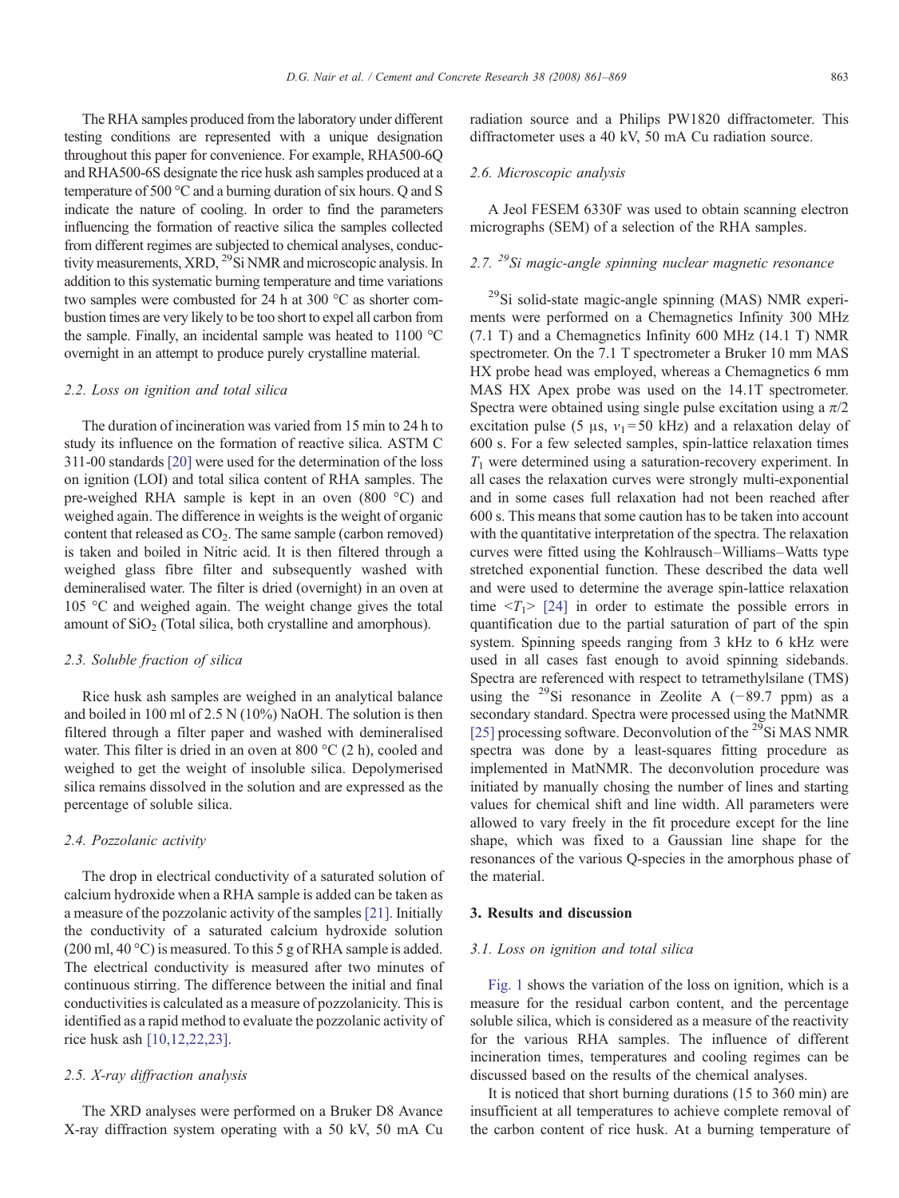The RHA samples produced from the laboratory under different testing conditions are represented with a unique designation throughout this paper for convenience. For example, RHA500-6Q and RHA500-6S designate the rice husk ash samples produced at a temperature of 500 °C and a burning duration of six hours. Q and S indicate the nature of cooling. In order to find the parameters influencing the formation of reactive silica the samples collected from different regimes are subjected to chemical analyses, conductivity measurements, XRD, $^{29}$Si NMR and microscopic analysis. In addition to this systematic burning temperature and time variations two samples were combusted for 24 h at 300 °C as shorter combustion times are very likely to be too short to expel all carbon from the sample. Finally, an incidental sample was heated to 1100 °C overnight in an attempt to produce purely crystalline material.

### 2.2. Loss on ignition and total silica

The duration of incineration was varied from 15 min to 24 h to study its influence on the formation of reactive silica. ASTM C 311-00 standards [20] were used for the determination of the loss on ignition (LOI) and total silica content of RHA samples. The pre-weighed RHA sample is kept in an oven (800 °C) and weighed again. The difference in weights is the weight of organic content that released as $CO_2$. The same sample (carbon removed) is taken and boiled in Nitric acid. It is then filtered through a weighed glass fibre filter and subsequently washed with demineralised water. The filter is dried (overnight) in an oven at 105 °C and weighed again. The weight change gives the total amount of $SiO_2$ (Total silica, both crystalline and amorphous).

### 2.3. Soluble fraction of silica

Rice husk ash samples are weighed in an analytical balance and boiled in 100 ml of 2.5 N (10%) NaOH. The solution is then filtered through a filter paper and washed with demineralised water. This filter is dried in an oven at 800 °C (2 h), cooled and weighed to get the weight of insoluble silica. Depolymerised silica remains dissolved in the solution and are expressed as the percentage of soluble silica.

### 2.4. Pozzolanic activity

The drop in electrical conductivity of a saturated solution of calcium hydroxide when a RHA sample is added can be taken as a measure of the pozzolanic activity of the samples [21]. Initially the conductivity of a saturated calcium hydroxide solution (200 ml, 40 °C) is measured. To this 5 g of RHA sample is added. The electrical conductivity is measured after two minutes of continuous stirring. The difference between the initial and final conductivities is calculated as a measure of pozzolanicity. This is identified as a rapid method to evaluate the pozzolanic activity of rice husk ash [10,12,22,23].

### 2.5. X-ray diffraction analysis

The XRD analyses were performed on a Bruker D8 Avance X-ray diffraction system operating with a 50 kV, 50 mA Cu radiation source and a Philips PW1820 diffractometer. This diffractometer uses a 40 kV, 50 mA Cu radiation source.

### 2.6. Microscopic analysis

A Jeol FESEM 6330F was used to obtain scanning electron micrographs (SEM) of a selection of the RHA samples.

### 2.7. $^{29}$Si magic-angle spinning nuclear magnetic resonance

$^{29}$Si solid-state magic-angle spinning (MAS) NMR experiments were performed on a Chemagnetics Infinity 300 MHz (7.1 T) and a Chemagnetics Infinity 600 MHz (14.1 T) NMR spectrometer. On the 7.1 T spectrometer a Bruker 10 mm MAS HX probe head was employed, whereas a Chemagnetics 6 mm MAS HX Apex probe was used on the 14.1T spectrometer. Spectra were obtained using single pulse excitation using a $\pi/2$ excitation pulse (5 μs, $v_1 = 50$ kHz) and a relaxation delay of 600 s. For a few selected samples, spin-lattice relaxation times $T_1$ were determined using a saturation-recovery experiment. In all cases the relaxation curves were strongly multi-exponential and in some cases full relaxation had not been reached after 600 s. This means that some caution has to be taken into account with the quantitative interpretation of the spectra. The relaxation curves were fitted using the Kohlrausch–Williams–Watts type stretched exponential function. These described the data well and were used to determine the average spin-lattice relaxation time $<T_1>$ [24] in order to estimate the possible errors in quantification due to the partial saturation of part of the spin system. Spinning speeds ranging from 3 kHz to 6 kHz were used in all cases fast enough to avoid spinning sidebands. Spectra are referenced with respect to tetramethylsilane (TMS) using the $^{29}$Si resonance in Zeolite A (−89.7 ppm) as a secondary standard. Spectra were processed using the MatNMR [25] processing software. Deconvolution of the $^{29}$Si MAS NMR spectra was done by a least-squares fitting procedure as implemented in MatNMR. The deconvolution procedure was initiated by manually chosing the number of lines and starting values for chemical shift and line width. All parameters were allowed to vary freely in the fit procedure except for the line shape, which was fixed to a Gaussian line shape for the resonances of the various Q-species in the amorphous phase of the material.

## 3. Results and discussion

### 3.1. Loss on ignition and total silica

Fig. 1 shows the variation of the loss on ignition, which is a measure for the residual carbon content, and the percentage soluble silica, which is considered as a measure of the reactivity for the various RHA samples. The influence of different incineration times, temperatures and cooling regimes can be discussed based on the results of the chemical analyses.

It is noticed that short burning durations (15 to 360 min) are insufficient at all temperatures to achieve complete removal of the carbon content of rice husk. At a burning temperature of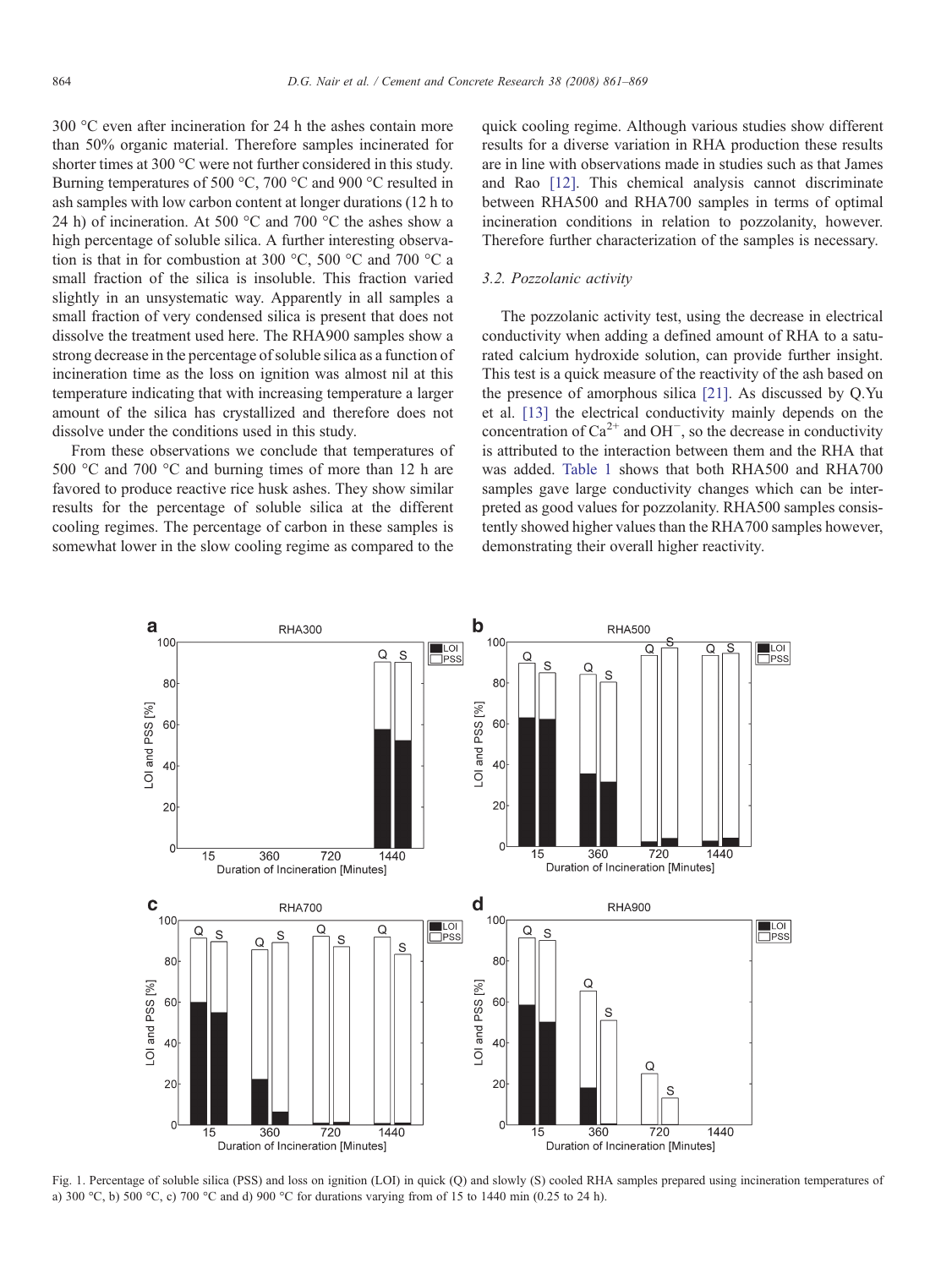300 °C even after incineration for 24 h the ashes contain more than 50% organic material. Therefore samples incinerated for shorter times at 300 °C were not further considered in this study. Burning temperatures of 500 °C, 700 °C and 900 °C resulted in ash samples with low carbon content at longer durations (12 h to 24 h) of incineration. At 500 °C and 700 °C the ashes show a high percentage of soluble silica. A further interesting observation is that in for combustion at 300 °C, 500 °C and 700 °C a small fraction of the silica is insoluble. This fraction varied slightly in an unsystematic way. Apparently in all samples a small fraction of very condensed silica is present that does not dissolve the treatment used here. The RHA900 samples show a strong decrease in the percentage of soluble silica as a function of incineration time as the loss on ignition was almost nil at this temperature indicating that with increasing temperature a larger amount of the silica has crystallized and therefore does not dissolve under the conditions used in this study.

From these observations we conclude that temperatures of 500 °C and 700 °C and burning times of more than 12 h are favored to produce reactive rice husk ashes. They show similar results for the percentage of soluble silica at the different cooling regimes. The percentage of carbon in these samples is somewhat lower in the slow cooling regime as compared to the quick cooling regime. Although various studies show different results for a diverse variation in RHA production these results are in line with observations made in studies such as that James and Rao [12]. This chemical analysis cannot discriminate between RHA500 and RHA700 samples in terms of optimal incineration conditions in relation to pozzolanity, however. Therefore further characterization of the samples is necessary.

### 3.2. Pozzolanic activity

The pozzolanic activity test, using the decrease in electrical conductivity when adding a defined amount of RHA to a saturated calcium hydroxide solution, can provide further insight. This test is a quick measure of the reactivity of the ash based on the presence of amorphous silica [21]. As discussed by Q.Yu et al. [13] the electrical conductivity mainly depends on the concentration of $Ca^{2+}$ and $OH^{-}$, so the decrease in conductivity is attributed to the interaction between them and the RHA that was added. Table 1 shows that both RHA500 and RHA700 samples gave large conductivity changes which can be interpreted as good values for pozzolanity. RHA500 samples consistently showed higher values than the RHA700 samples however, demonstrating their overall higher reactivity.

Fig. 1. Percentage of soluble silica (PSS) and loss on ignition (LOI) in quick (Q) and slowly (S) cooled RHA samples prepared using incineration temperatures of a) 300 °C, b) 500 °C, c) 700 °C and d) 900 °C for durations varying from of 15 to 1440 min (0.25 to 24 h).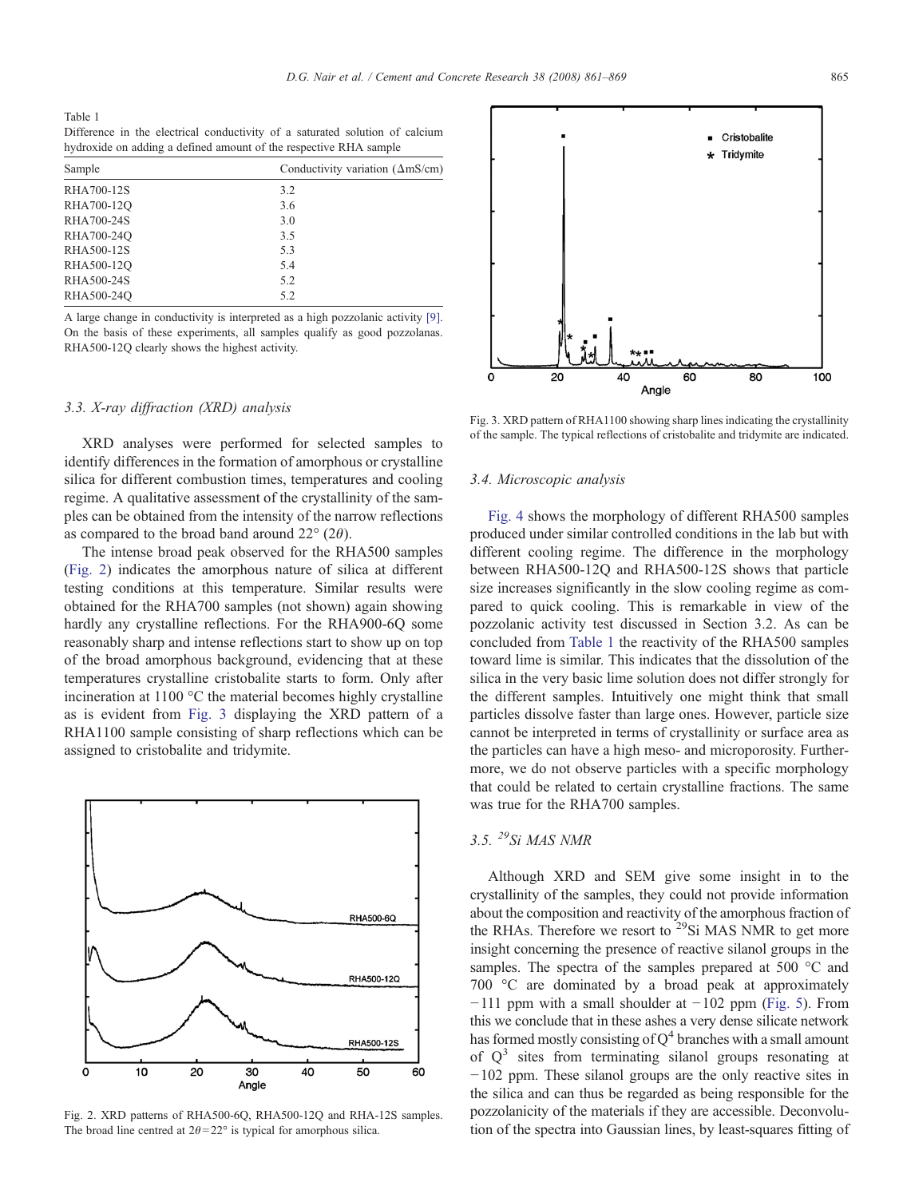Table 1
Difference in the electrical conductivity of a saturated solution of calcium hydroxide on adding a defined amount of the respective RHA sample

| Sample | Conductivity variation (ΔmS/cm) |
|---|---|
| RHA700-12S | 3.2 |
| RHA700-12Q | 3.6 |
| RHA700-24S | 3.0 |
| RHA700-24Q | 3.5 |
| RHA500-12S | 5.3 |
| RHA500-12Q | 5.4 |
| RHA500-24S | 5.2 |
| RHA500-24Q | 5.2 |

A large change in conductivity is interpreted as a high pozzolanic activity [9]. On the basis of these experiments, all samples qualify as good pozzolanas. RHA500-12Q clearly shows the highest activity.

### *3.3. X-ray diffraction (XRD) analysis*

XRD analyses were performed for selected samples to identify differences in the formation of amorphous or crystalline silica for different combustion times, temperatures and cooling regime. A qualitative assessment of the crystallinity of the samples can be obtained from the intensity of the narrow reflections as compared to the broad band around 22° (2*θ*).

The intense broad peak observed for the RHA500 samples (Fig. 2) indicates the amorphous nature of silica at different testing conditions at this temperature. Similar results were obtained for the RHA700 samples (not shown) again showing hardly any crystalline reflections. For the RHA900-6Q some reasonably sharp and intense reflections start to show up on top of the broad amorphous background, evidencing that at these temperatures crystalline cristobalite starts to form. Only after incineration at 1100 °C the material becomes highly crystalline as is evident from Fig. 3 displaying the XRD pattern of a RHA1100 sample consisting of sharp reflections which can be assigned to cristobalite and tridymite.

Fig. 2. XRD patterns of RHA500-6Q, RHA500-12Q and RHA-12S samples. The broad line centred at $2\theta = 22°$ is typical for amorphous silica.

Fig. 3. XRD pattern of RHA1100 showing sharp lines indicating the crystallinity of the sample. The typical reflections of cristobalite and tridymite are indicated.

### *3.4. Microscopic analysis*

Fig. 4 shows the morphology of different RHA500 samples produced under similar controlled conditions in the lab but with different cooling regime. The difference in the morphology between RHA500-12Q and RHA500-12S shows that particle size increases significantly in the slow cooling regime as compared to quick cooling. This is remarkable in view of the pozzolanic activity test discussed in Section 3.2. As can be concluded from Table 1 the reactivity of the RHA500 samples toward lime is similar. This indicates that the dissolution of the silica in the very basic lime solution does not differ strongly for the different samples. Intuitively one might think that small particles dissolve faster than large ones. However, particle size cannot be interpreted in terms of crystallinity or surface area as the particles can have a high meso- and microporosity. Furthermore, we do not observe particles with a specific morphology that could be related to certain crystalline fractions. The same was true for the RHA700 samples.

### *3.5. $^{29}$Si MAS NMR*

Although XRD and SEM give some insight in to the crystallinity of the samples, they could not provide information about the composition and reactivity of the amorphous fraction of the RHAs. Therefore we resort to $^{29}$Si MAS NMR to get more insight concerning the presence of reactive silanol groups in the samples. The spectra of the samples prepared at 500 °C and 700 °C are dominated by a broad peak at approximately −111 ppm with a small shoulder at −102 ppm (Fig. 5). From this we conclude that in these ashes a very dense silicate network has formed mostly consisting of $Q^4$ branches with a small amount of $Q^3$ sites from terminating silanol groups resonating at −102 ppm. These silanol groups are the only reactive sites in the silica and can thus be regarded as being responsible for the pozzolanicity of the materials if they are accessible. Deconvolution of the spectra into Gaussian lines, by least-squares fitting of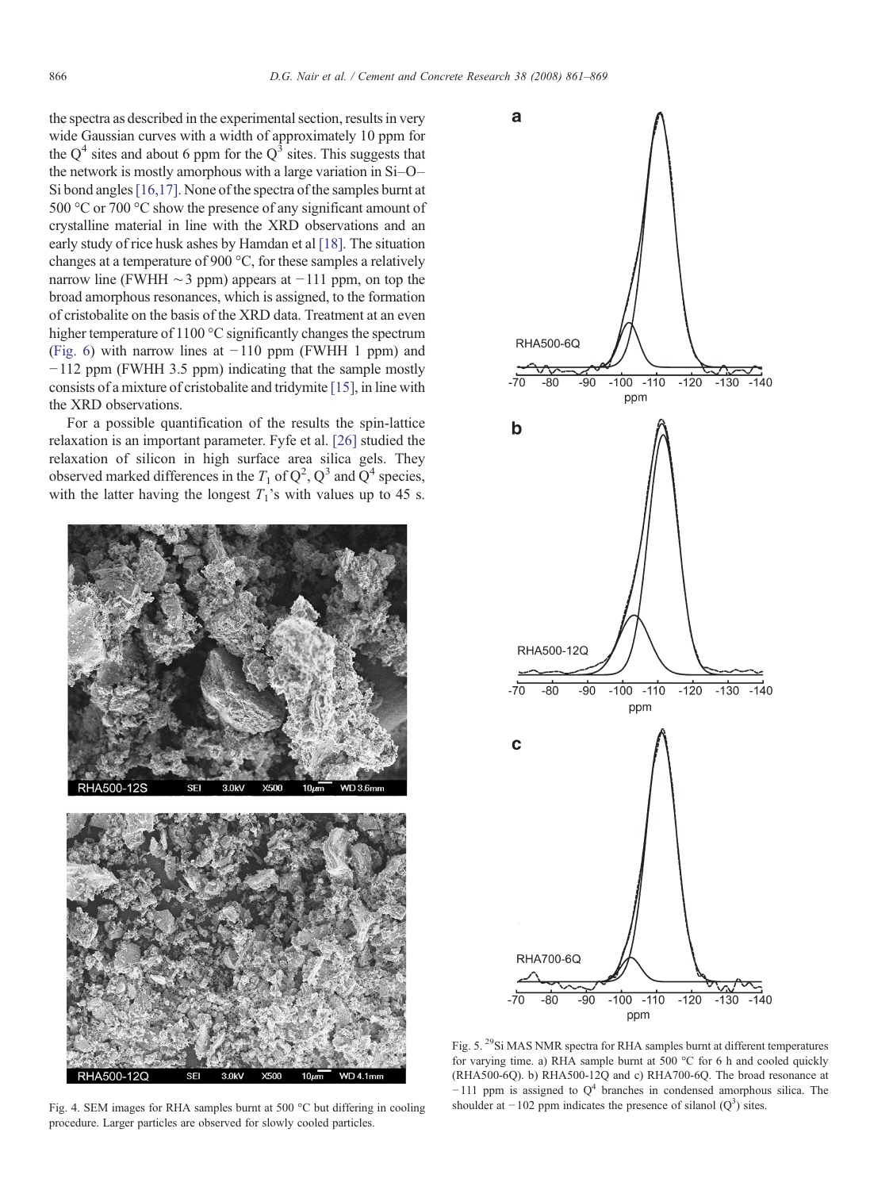the spectra as described in the experimental section, results in very wide Gaussian curves with a width of approximately 10 ppm for the $Q^4$ sites and about 6 ppm for the $Q^3$ sites. This suggests that the network is mostly amorphous with a large variation in Si–O–Si bond angles [16,17]. None of the spectra of the samples burnt at 500 °C or 700 °C show the presence of any significant amount of crystalline material in line with the XRD observations and an early study of rice husk ashes by Hamdan et al [18]. The situation changes at a temperature of 900 °C, for these samples a relatively narrow line (FWHH ~3 ppm) appears at −111 ppm, on top the broad amorphous resonances, which is assigned, to the formation of cristobalite on the basis of the XRD data. Treatment at an even higher temperature of 1100 °C significantly changes the spectrum (Fig. 6) with narrow lines at −110 ppm (FWHH 1 ppm) and −112 ppm (FWHH 3.5 ppm) indicating that the sample mostly consists of a mixture of cristobalite and tridymite [15], in line with the XRD observations.

For a possible quantification of the results the spin-lattice relaxation is an important parameter. Fyfe et al. [26] studied the relaxation of silicon in high surface area silica gels. They observed marked differences in the $T_1$ of $Q^2$, $Q^3$ and $Q^4$ species, with the latter having the longest $T_1$'s with values up to 45 s.

Fig. 4. SEM images for RHA samples burnt at 500 °C but differing in cooling procedure. Larger particles are observed for slowly cooled particles.

Fig. 5. $^{29}$Si MAS NMR spectra for RHA samples burnt at different temperatures for varying time. a) RHA sample burnt at 500 °C for 6 h and cooled quickly (RHA500-6Q). b) RHA500-12Q and c) RHA700-6Q. The broad resonance at −111 ppm is assigned to $Q^4$ branches in condensed amorphous silica. The shoulder at −102 ppm indicates the presence of silanol ($Q^3$) sites.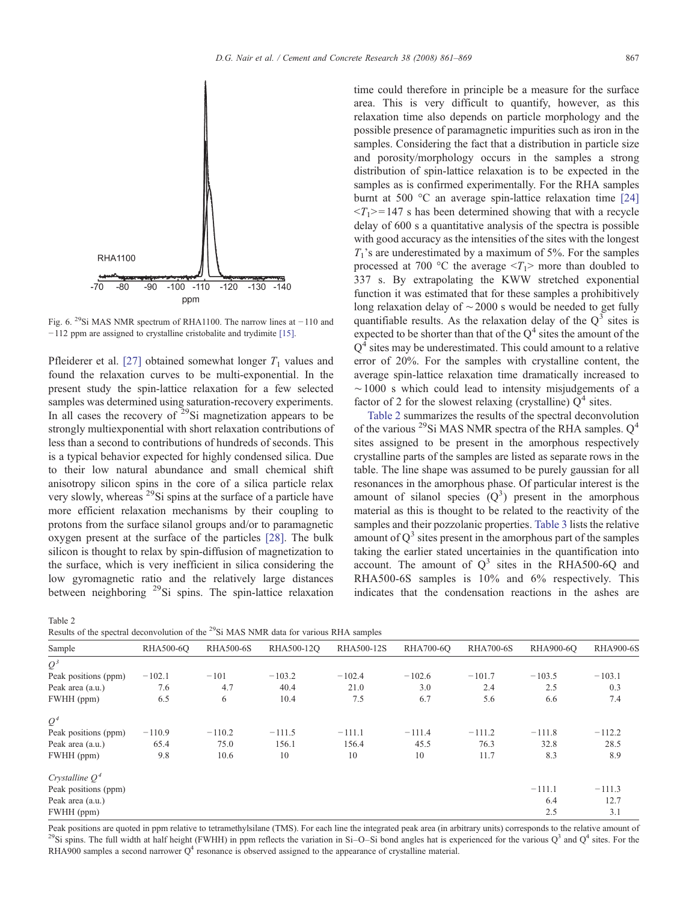Fig. 6. $^{29}$Si MAS NMR spectrum of RHA1100. The narrow lines at −110 and −112 ppm are assigned to crystalline cristobalite and trydimite [15].

Pfleiderer et al. [27] obtained somewhat longer $T_1$ values and found the relaxation curves to be multi-exponential. In the present study the spin-lattice relaxation for a few selected samples was determined using saturation-recovery experiments. In all cases the recovery of $^{29}$Si magnetization appears to be strongly multiexponential with short relaxation contributions of less than a second to contributions of hundreds of seconds. This is a typical behavior expected for highly condensed silica. Due to their low natural abundance and small chemical shift anisotropy silicon spins in the core of a silica particle relax very slowly, whereas $^{29}$Si spins at the surface of a particle have more efficient relaxation mechanisms by their coupling to protons from the surface silanol groups and/or to paramagnetic oxygen present at the surface of the particles [28]. The bulk silicon is thought to relax by spin-diffusion of magnetization to the surface, which is very inefficient in silica considering the low gyromagnetic ratio and the relatively large distances between neighboring $^{29}$Si spins. The spin-lattice relaxation time could therefore in principle be a measure for the surface area. This is very difficult to quantify, however, as this relaxation time also depends on particle morphology and the possible presence of paramagnetic impurities such as iron in the samples. Considering the fact that a distribution in particle size and porosity/morphology occurs in the samples a strong distribution of spin-lattice relaxation is to be expected in the samples as is confirmed experimentally. For the RHA samples burnt at 500 °C an average spin-lattice relaxation time [24] $<T_1>=147$ s has been determined showing that with a recycle delay of 600 s a quantitative analysis of the spectra is possible with good accuracy as the intensities of the sites with the longest $T_1$'s are underestimated by a maximum of 5%. For the samples processed at 700 °C the average $<T_1>$ more than doubled to 337 s. By extrapolating the KWW stretched exponential function it was estimated that for these samples a prohibitively long relaxation delay of ∼2000 s would be needed to get fully quantifiable results. As the relaxation delay of the $Q^3$ sites is expected to be shorter than that of the $Q^4$ sites the amount of the $Q^4$ sites may be underestimated. This could amount to a relative error of 20%. For the samples with crystalline content, the average spin-lattice relaxation time dramatically increased to ∼1000 s which could lead to intensity misjudgements of a factor of 2 for the slowest relaxing (crystalline) $Q^4$ sites.

Table 2 summarizes the results of the spectral deconvolution of the various $^{29}$Si MAS NMR spectra of the RHA samples. $Q^4$ sites assigned to be present in the amorphous respectively crystalline parts of the samples are listed as separate rows in the table. The line shape was assumed to be purely gaussian for all resonances in the amorphous phase. Of particular interest is the amount of silanol species ($Q^3$) present in the amorphous material as this is thought to be related to the reactivity of the samples and their pozzolanic properties. Table 3 lists the relative amount of $Q^3$ sites present in the amorphous part of the samples taking the earlier stated uncertainties in the quantification into account. The amount of $Q^3$ sites in the RHA500-6Q and RHA500-6S samples is 10% and 6% respectively. This indicates that the condensation reactions in the ashes are

Table 2
Results of the spectral deconvolution of the $^{29}$Si MAS NMR data for various RHA samples

| Sample | RHA500-6Q | RHA500-6S | RHA500-12Q | RHA500-12S | RHA700-6Q | RHA700-6S | RHA900-6Q | RHA900-6S |
|---|---|---|---|---|---|---|---|---|
| *$Q^3$* | | | | | | | | |
| Peak positions (ppm) | −102.1 | −101 | −103.2 | −102.4 | −102.6 | −101.7 | −103.5 | −103.1 |
| Peak area (a.u.) | 7.6 | 4.7 | 40.4 | 21.0 | 3.0 | 2.4 | 2.5 | 0.3 |
| FWHH (ppm) | 6.5 | 6 | 10.4 | 7.5 | 6.7 | 5.6 | 6.6 | 7.4 |
| *$Q^4$* | | | | | | | | |
| Peak positions (ppm) | −110.9 | −110.2 | −111.5 | −111.1 | −111.4 | −111.2 | −111.8 | −112.2 |
| Peak area (a.u.) | 65.4 | 75.0 | 156.1 | 156.4 | 45.5 | 76.3 | 32.8 | 28.5 |
| FWHH (ppm) | 9.8 | 10.6 | 10 | 10 | 10 | 11.7 | 8.3 | 8.9 |
| *Crystalline $Q^4$* | | | | | | | | |
| Peak positions (ppm) | | | | | | | −111.1 | −111.3 |
| Peak area (a.u.) | | | | | | | 6.4 | 12.7 |
| FWHH (ppm) | | | | | | | 2.5 | 3.1 |

Peak positions are quoted in ppm relative to tetramethylsilane (TMS). For each line the integrated peak area (in arbitrary units) corresponds to the relative amount of $^{29}$Si spins. The full width at half height (FWHH) in ppm reflects the variation in Si–O–Si bond angles hat is experienced for the various $Q^3$ and $Q^4$ sites. For the RHA900 samples a second narrower $Q^4$ resonance is observed assigned to the appearance of crystalline material.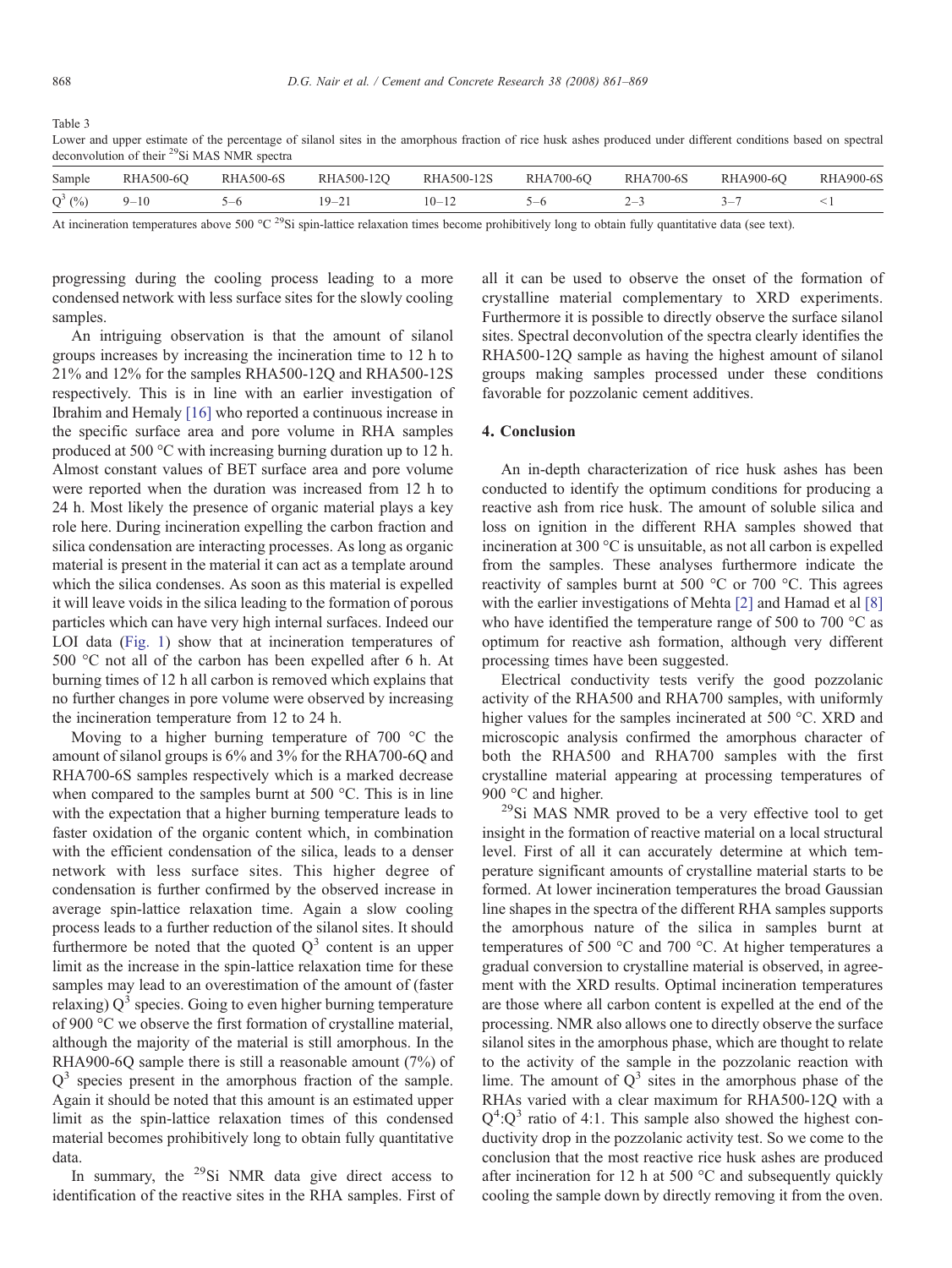Table 3

Lower and upper estimate of the percentage of silanol sites in the amorphous fraction of rice husk ashes produced under different conditions based on spectral deconvolution of their $^{29}$Si MAS NMR spectra

| Sample | RHA500-6Q | RHA500-6S | RHA500-12Q | RHA500-12S | RHA700-6Q | RHA700-6S | RHA900-6Q | RHA900-6S |
|---|---|---|---|---|---|---|---|---|
| $Q^3$ (%) | 9–10 | 5–6 | 19–21 | 10–12 | 5–6 | 2–3 | 3–7 | <1 |

At incineration temperatures above 500 °C $^{29}$Si spin-lattice relaxation times become prohibitively long to obtain fully quantitative data (see text).

progressing during the cooling process leading to a more condensed network with less surface sites for the slowly cooling samples.

An intriguing observation is that the amount of silanol groups increases by increasing the incineration time to 12 h to 21% and 12% for the samples RHA500-12Q and RHA500-12S respectively. This is in line with an earlier investigation of Ibrahim and Hemaly [16] who reported a continuous increase in the specific surface area and pore volume in RHA samples produced at 500 °C with increasing burning duration up to 12 h. Almost constant values of BET surface area and pore volume were reported when the duration was increased from 12 h to 24 h. Most likely the presence of organic material plays a key role here. During incineration expelling the carbon fraction and silica condensation are interacting processes. As long as organic material is present in the material it can act as a template around which the silica condenses. As soon as this material is expelled it will leave voids in the silica leading to the formation of porous particles which can have very high internal surfaces. Indeed our LOI data (Fig. 1) show that at incineration temperatures of 500 °C not all of the carbon has been expelled after 6 h. At burning times of 12 h all carbon is removed which explains that no further changes in pore volume were observed by increasing the incineration temperature from 12 to 24 h.

Moving to a higher burning temperature of 700 °C the amount of silanol groups is 6% and 3% for the RHA700-6Q and RHA700-6S samples respectively which is a marked decrease when compared to the samples burnt at 500 °C. This is in line with the expectation that a higher burning temperature leads to faster oxidation of the organic content which, in combination with the efficient condensation of the silica, leads to a denser network with less surface sites. This higher degree of condensation is further confirmed by the observed increase in average spin-lattice relaxation time. Again a slow cooling process leads to a further reduction of the silanol sites. It should furthermore be noted that the quoted $Q^3$ content is an upper limit as the increase in the spin-lattice relaxation time for these samples may lead to an overestimation of the amount of (faster relaxing) $Q^3$ species. Going to even higher burning temperature of 900 °C we observe the first formation of crystalline material, although the majority of the material is still amorphous. In the RHA900-6Q sample there is still a reasonable amount (7%) of $Q^3$ species present in the amorphous fraction of the sample. Again it should be noted that this amount is an estimated upper limit as the spin-lattice relaxation times of this condensed material becomes prohibitively long to obtain fully quantitative data.

In summary, the $^{29}$Si NMR data give direct access to identification of the reactive sites in the RHA samples. First of all it can be used to observe the onset of the formation of crystalline material complementary to XRD experiments. Furthermore it is possible to directly observe the surface silanol sites. Spectral deconvolution of the spectra clearly identifies the RHA500-12Q sample as having the highest amount of silanol groups making samples processed under these conditions favorable for pozzolanic cement additives.

## 4. Conclusion

An in-depth characterization of rice husk ashes has been conducted to identify the optimum conditions for producing a reactive ash from rice husk. The amount of soluble silica and loss on ignition in the different RHA samples showed that incineration at 300 °C is unsuitable, as not all carbon is expelled from the samples. These analyses furthermore indicate the reactivity of samples burnt at 500 °C or 700 °C. This agrees with the earlier investigations of Mehta [2] and Hamad et al [8] who have identified the temperature range of 500 to 700 °C as optimum for reactive ash formation, although very different processing times have been suggested.

Electrical conductivity tests verify the good pozzolanic activity of the RHA500 and RHA700 samples, with uniformly higher values for the samples incinerated at 500 °C. XRD and microscopic analysis confirmed the amorphous character of both the RHA500 and RHA700 samples with the first crystalline material appearing at processing temperatures of 900 °C and higher.

$^{29}$Si MAS NMR proved to be a very effective tool to get insight in the formation of reactive material on a local structural level. First of all it can accurately determine at which temperature significant amounts of crystalline material starts to be formed. At lower incineration temperatures the broad Gaussian line shapes in the spectra of the different RHA samples supports the amorphous nature of the silica in samples burnt at temperatures of 500 °C and 700 °C. At higher temperatures a gradual conversion to crystalline material is observed, in agreement with the XRD results. Optimal incineration temperatures are those where all carbon content is expelled at the end of the processing. NMR also allows one to directly observe the surface silanol sites in the amorphous phase, which are thought to relate to the activity of the sample in the pozzolanic reaction with lime. The amount of $Q^3$ sites in the amorphous phase of the RHAs varied with a clear maximum for RHA500-12Q with a $Q^4$:$Q^3$ ratio of 4:1. This sample also showed the highest conductivity drop in the pozzolanic activity test. So we come to the conclusion that the most reactive rice husk ashes are produced after incineration for 12 h at 500 °C and subsequently quickly cooling the sample down by directly removing it from the oven.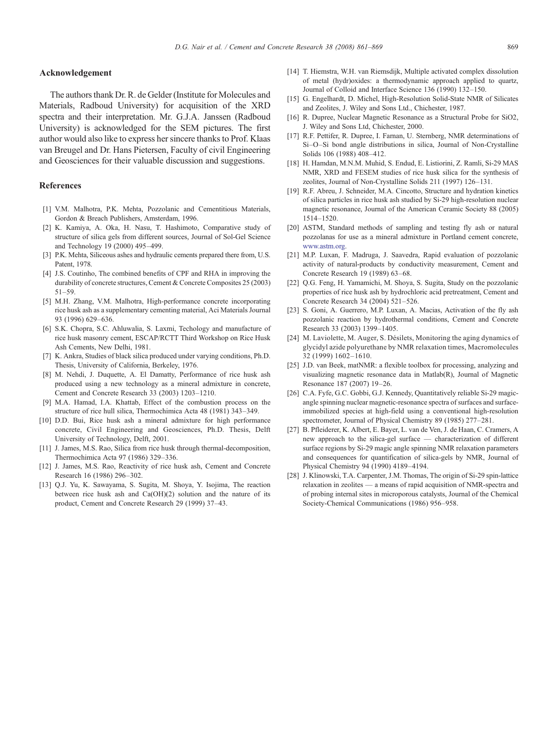## Acknowledgement

The authors thank Dr. R. de Gelder (Institute for Molecules and Materials, Radboud University) for acquisition of the XRD spectra and their interpretation. Mr. G.J.A. Janssen (Radboud University) is acknowledged for the SEM pictures. The first author would also like to express her sincere thanks to Prof. Klaas van Breugel and Dr. Hans Pietersen, Faculty of civil Engineering and Geosciences for their valuable discussion and suggestions.

## References

[1] V.M. Malhotra, P.K. Mehta, Pozzolanic and Cementitious Materials, Gordon & Breach Publishers, Amsterdam, 1996.

[2] K. Kamiya, A. Oka, H. Nasu, T. Hashimoto, Comparative study of structure of silica gels from different sources, Journal of Sol-Gel Science and Technology 19 (2000) 495–499.

[3] P.K. Mehta, Siliceous ashes and hydraulic cements prepared there from, U.S. Patent, 1978.

[4] J.S. Coutinho, The combined benefits of CPF and RHA in improving the durability of concrete structures, Cement & Concrete Composites 25 (2003) 51–59.

[5] M.H. Zhang, V.M. Malhotra, High-performance concrete incorporating rice husk ash as a supplementary cementing material, Aci Materials Journal 93 (1996) 629–636.

[6] S.K. Chopra, S.C. Ahluwalia, S. Laxmi, Techology and manufacture of rice husk masonry cement, ESCAP/RCTT Third Workshop on Rice Husk Ash Cements, New Delhi, 1981.

[7] K. Ankra, Studies of black silica produced under varying conditions, Ph.D. Thesis, University of California, Berkeley, 1976.

[8] M. Nehdi, J. Duquette, A. El Damatty, Performance of rice husk ash produced using a new technology as a mineral admixture in concrete, Cement and Concrete Research 33 (2003) 1203–1210.

[9] M.A. Hamad, I.A. Khattab, Effect of the combustion process on the structure of rice hull silica, Thermochimica Acta 48 (1981) 343–349.

[10] D.D. Bui, Rice husk ash a mineral admixture for high performance concrete, Civil Engineering and Geosciences, Ph.D. Thesis, Delft University of Technology, Delft, 2001.

[11] J. James, M.S. Rao, Silica from rice husk through thermal-decomposition, Thermochimica Acta 97 (1986) 329–336.

[12] J. James, M.S. Rao, Reactivity of rice husk ash, Cement and Concrete Research 16 (1986) 296–302.

[13] Q.J. Yu, K. Sawayama, S. Sugita, M. Shoya, Y. Isojima, The reaction between rice husk ash and Ca(OH)(2) solution and the nature of its product, Cement and Concrete Research 29 (1999) 37–43.

[14] T. Hiemstra, W.H. van Riemsdijk, Multiple activated complex dissolution of metal (hydr)oxides: a thermodynamic approach applied to quartz, Journal of Colloid and Interface Science 136 (1990) 132–150.

[15] G. Engelhardt, D. Michel, High-Resolution Solid-State NMR of Silicates and Zeolites, J. Wiley and Sons Ltd., Chichester, 1987.

[16] R. Dupree, Nuclear Magnetic Resonance as a Structural Probe for SiO2, J. Wiley and Sons Ltd, Chichester, 2000.

[17] R.F. Pettifer, R. Dupree, I. Farnan, U. Sternberg, NMR determinations of Si–O–Si bond angle distributions in silica, Journal of Non-Crystalline Solids 106 (1988) 408–412.

[18] H. Hamdan, M.N.M. Muhid, S. Endud, E. Listiorini, Z. Ramli, Si-29 MAS NMR, XRD and FESEM studies of rice husk silica for the synthesis of zeolites, Journal of Non-Crystalline Solids 211 (1997) 126–131.

[19] R.F. Abreu, J. Schneider, M.A. Cincotto, Structure and hydration kinetics of silica particles in rice husk ash studied by Si-29 high-resolution nuclear magnetic resonance, Journal of the American Ceramic Society 88 (2005) 1514–1520.

[20] ASTM, Standard methods of sampling and testing fly ash or natural pozzolanas for use as a mineral admixture in Portland cement concrete, www.astm.org.

[21] M.P. Luxan, F. Madruga, J. Saavedra, Rapid evaluation of pozzolanic activity of natural-products by conductivity measurement, Cement and Concrete Research 19 (1989) 63–68.

[22] Q.G. Feng, H. Yamamichi, M. Shoya, S. Sugita, Study on the pozzolanic properties of rice husk ash by hydrochloric acid pretreatment, Cement and Concrete Research 34 (2004) 521–526.

[23] S. Goni, A. Guerrero, M.P. Luxan, A. Macias, Activation of the fly ash pozzolanic reaction by hydrothermal conditions, Cement and Concrete Research 33 (2003) 1399–1405.

[24] M. Laviolette, M. Auger, S. Désilets, Monitoring the aging dynamics of glycidyl azide polyurethane by NMR relaxation times, Macromolecules 32 (1999) 1602–1610.

[25] J.D. van Beek, matNMR: a flexible toolbox for processing, analyzing and visualizing magnetic resonance data in Matlab(R), Journal of Magnetic Resonance 187 (2007) 19–26.

[26] C.A. Fyfe, G.C. Gobbi, G.J. Kennedy, Quantitatively reliable Si-29 magic-angle spinning nuclear magnetic-resonance spectra of surfaces and surface-immobilized species at high-field using a conventional high-resolution spectrometer, Journal of Physical Chemistry 89 (1985) 277–281.

[27] B. Pfleiderer, K. Albert, E. Bayer, L. van de Ven, J. de Haan, C. Cramers, A new approach to the silica-gel surface — characterization of different surface regions by Si-29 magic angle spinning NMR relaxation parameters and consequences for quantification of silica-gels by NMR, Journal of Physical Chemistry 94 (1990) 4189–4194.

[28] J. Klinowski, T.A. Carpenter, J.M. Thomas, The origin of Si-29 spin-lattice relaxation in zeolites — a means of rapid acquisition of NMR-spectra and of probing internal sites in microporous catalysts, Journal of the Chemical Society-Chemical Communications (1986) 956–958.